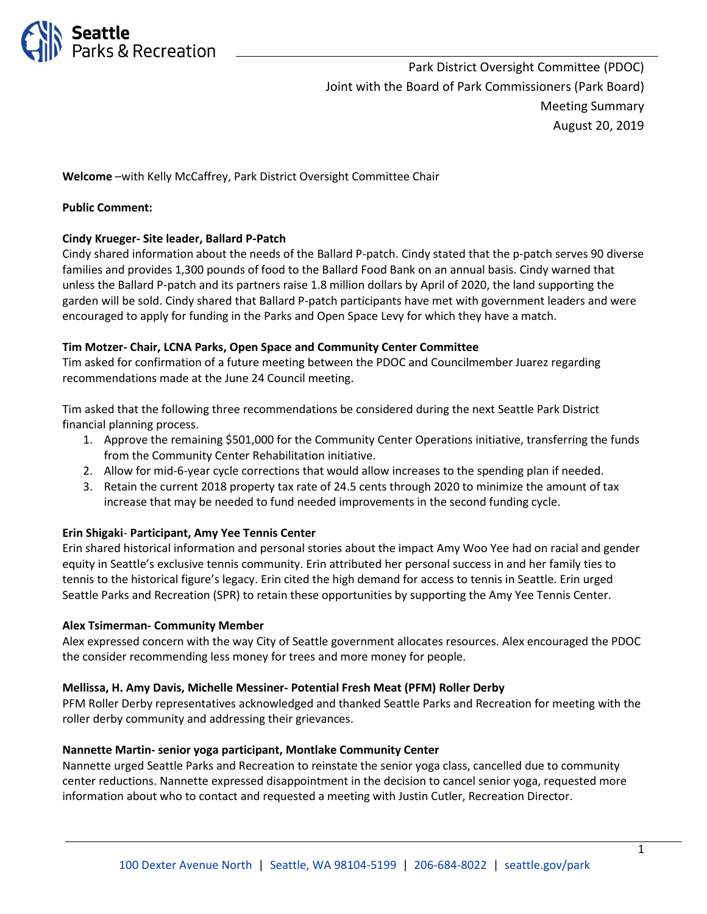Park District Oversight Committee (PDOC)
Joint with the Board of Park Commissioners (Park Board)
Meeting Summary
August 20, 2019

**Welcome** –with Kelly McCaffrey, Park District Oversight Committee Chair

**Public Comment:**

**Cindy Krueger- Site leader, Ballard P-Patch**
Cindy shared information about the needs of the Ballard P-patch. Cindy stated that the p-patch serves 90 diverse families and provides 1,300 pounds of food to the Ballard Food Bank on an annual basis. Cindy warned that unless the Ballard P-patch and its partners raise 1.8 million dollars by April of 2020, the land supporting the garden will be sold. Cindy shared that Ballard P-patch participants have met with government leaders and were encouraged to apply for funding in the Parks and Open Space Levy for which they have a match.

**Tim Motzer- Chair, LCNA Parks, Open Space and Community Center Committee**
Tim asked for confirmation of a future meeting between the PDOC and Councilmember Juarez regarding recommendations made at the June 24 Council meeting.

Tim asked that the following three recommendations be considered during the next Seattle Park District financial planning process.

1. Approve the remaining $501,000 for the Community Center Operations initiative, transferring the funds from the Community Center Rehabilitation initiative.
2. Allow for mid-6-year cycle corrections that would allow increases to the spending plan if needed.
3. Retain the current 2018 property tax rate of 24.5 cents through 2020 to minimize the amount of tax increase that may be needed to fund needed improvements in the second funding cycle.

**Erin Shigaki- Participant, Amy Yee Tennis Center**
Erin shared historical information and personal stories about the impact Amy Woo Yee had on racial and gender equity in Seattle's exclusive tennis community. Erin attributed her personal success in and her family ties to tennis to the historical figure's legacy. Erin cited the high demand for access to tennis in Seattle. Erin urged Seattle Parks and Recreation (SPR) to retain these opportunities by supporting the Amy Yee Tennis Center.

**Alex Tsimerman- Community Member**
Alex expressed concern with the way City of Seattle government allocates resources. Alex encouraged the PDOC the consider recommending less money for trees and more money for people.

**Mellissa, H. Amy Davis, Michelle Messiner- Potential Fresh Meat (PFM) Roller Derby**
PFM Roller Derby representatives acknowledged and thanked Seattle Parks and Recreation for meeting with the roller derby community and addressing their grievances.

**Nannette Martin- senior yoga participant, Montlake Community Center**
Nannette urged Seattle Parks and Recreation to reinstate the senior yoga class, cancelled due to community center reductions. Nannette expressed disappointment in the decision to cancel senior yoga, requested more information about who to contact and requested a meeting with Justin Cutler, Recreation Director.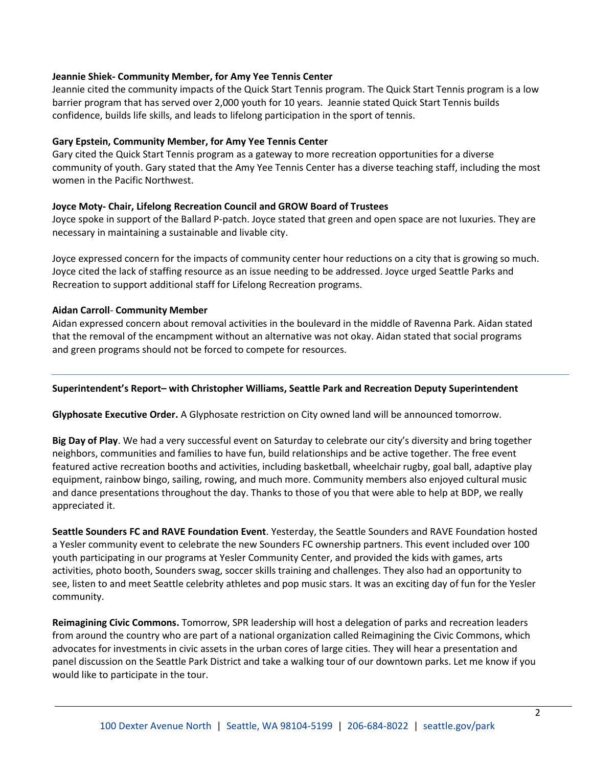**Jeannie Shiek- Community Member, for Amy Yee Tennis Center**

Jeannie cited the community impacts of the Quick Start Tennis program. The Quick Start Tennis program is a low barrier program that has served over 2,000 youth for 10 years. Jeannie stated Quick Start Tennis builds confidence, builds life skills, and leads to lifelong participation in the sport of tennis.

**Gary Epstein, Community Member, for Amy Yee Tennis Center**

Gary cited the Quick Start Tennis program as a gateway to more recreation opportunities for a diverse community of youth. Gary stated that the Amy Yee Tennis Center has a diverse teaching staff, including the most women in the Pacific Northwest.

**Joyce Moty- Chair, Lifelong Recreation Council and GROW Board of Trustees**

Joyce spoke in support of the Ballard P-patch. Joyce stated that green and open space are not luxuries. They are necessary in maintaining a sustainable and livable city.

Joyce expressed concern for the impacts of community center hour reductions on a city that is growing so much. Joyce cited the lack of staffing resource as an issue needing to be addressed. Joyce urged Seattle Parks and Recreation to support additional staff for Lifelong Recreation programs.

**Aidan Carroll**- **Community Member**

Aidan expressed concern about removal activities in the boulevard in the middle of Ravenna Park. Aidan stated that the removal of the encampment without an alternative was not okay. Aidan stated that social programs and green programs should not be forced to compete for resources.

---

**Superintendent's Report– with Christopher Williams, Seattle Park and Recreation Deputy Superintendent**

**Glyphosate Executive Order.** A Glyphosate restriction on City owned land will be announced tomorrow.

**Big Day of Play**. We had a very successful event on Saturday to celebrate our city's diversity and bring together neighbors, communities and families to have fun, build relationships and be active together. The free event featured active recreation booths and activities, including basketball, wheelchair rugby, goal ball, adaptive play equipment, rainbow bingo, sailing, rowing, and much more. Community members also enjoyed cultural music and dance presentations throughout the day. Thanks to those of you that were able to help at BDP, we really appreciated it.

**Seattle Sounders FC and RAVE Foundation Event**. Yesterday, the Seattle Sounders and RAVE Foundation hosted a Yesler community event to celebrate the new Sounders FC ownership partners. This event included over 100 youth participating in our programs at Yesler Community Center, and provided the kids with games, arts activities, photo booth, Sounders swag, soccer skills training and challenges. They also had an opportunity to see, listen to and meet Seattle celebrity athletes and pop music stars. It was an exciting day of fun for the Yesler community.

**Reimagining Civic Commons.** Tomorrow, SPR leadership will host a delegation of parks and recreation leaders from around the country who are part of a national organization called Reimagining the Civic Commons, which advocates for investments in civic assets in the urban cores of large cities. They will hear a presentation and panel discussion on the Seattle Park District and take a walking tour of our downtown parks. Let me know if you would like to participate in the tour.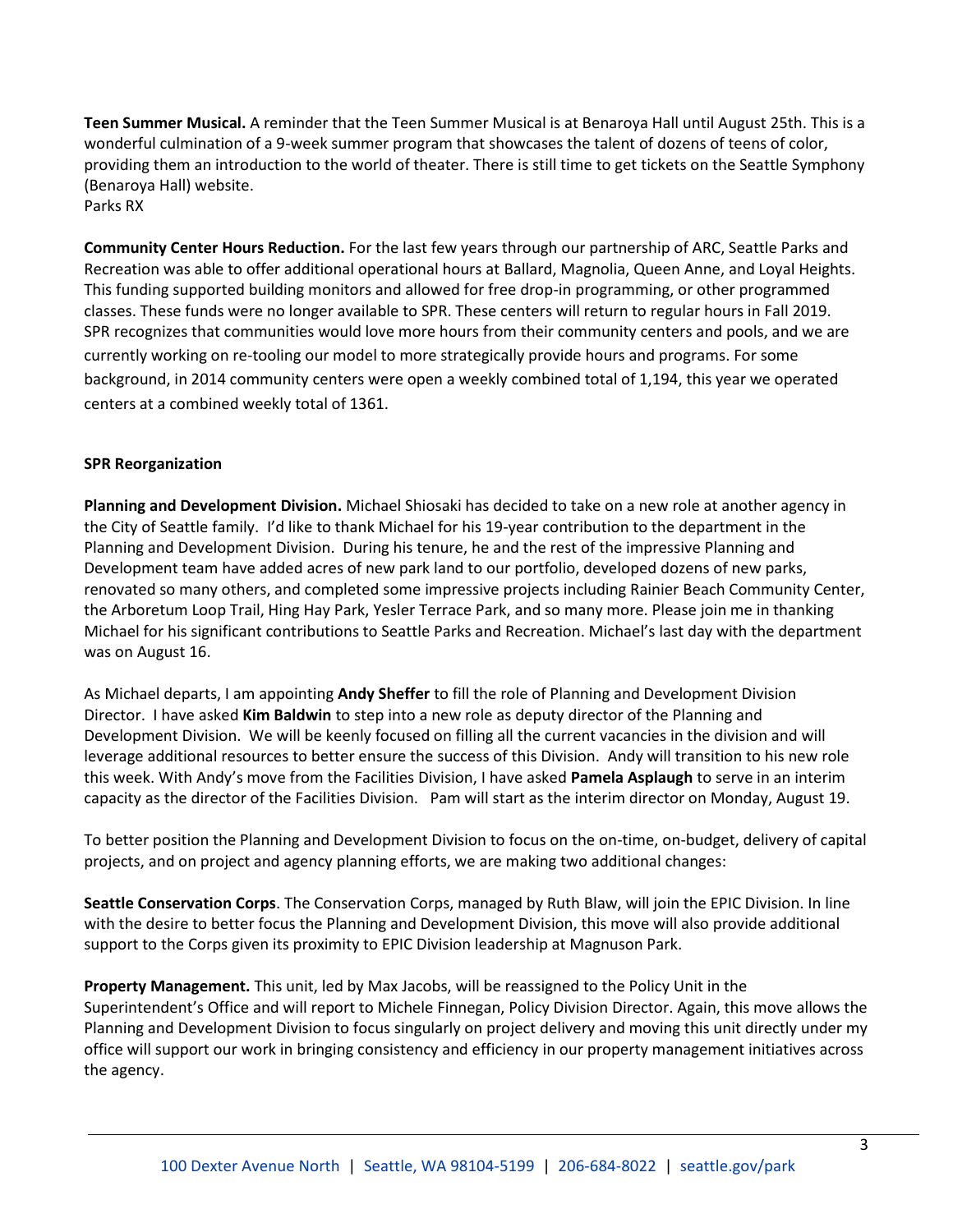**Teen Summer Musical.** A reminder that the Teen Summer Musical is at Benaroya Hall until August 25th. This is a wonderful culmination of a 9-week summer program that showcases the talent of dozens of teens of color, providing them an introduction to the world of theater. There is still time to get tickets on the Seattle Symphony (Benaroya Hall) website.
Parks RX

**Community Center Hours Reduction.** For the last few years through our partnership of ARC, Seattle Parks and Recreation was able to offer additional operational hours at Ballard, Magnolia, Queen Anne, and Loyal Heights. This funding supported building monitors and allowed for free drop-in programming, or other programmed classes. These funds were no longer available to SPR. These centers will return to regular hours in Fall 2019. SPR recognizes that communities would love more hours from their community centers and pools, and we are currently working on re-tooling our model to more strategically provide hours and programs. For some background, in 2014 community centers were open a weekly combined total of 1,194, this year we operated centers at a combined weekly total of 1361.

**SPR Reorganization**

**Planning and Development Division.** Michael Shiosaki has decided to take on a new role at another agency in the City of Seattle family. I'd like to thank Michael for his 19-year contribution to the department in the Planning and Development Division. During his tenure, he and the rest of the impressive Planning and Development team have added acres of new park land to our portfolio, developed dozens of new parks, renovated so many others, and completed some impressive projects including Rainier Beach Community Center, the Arboretum Loop Trail, Hing Hay Park, Yesler Terrace Park, and so many more. Please join me in thanking Michael for his significant contributions to Seattle Parks and Recreation. Michael's last day with the department was on August 16.

As Michael departs, I am appointing **Andy Sheffer** to fill the role of Planning and Development Division Director. I have asked **Kim Baldwin** to step into a new role as deputy director of the Planning and Development Division. We will be keenly focused on filling all the current vacancies in the division and will leverage additional resources to better ensure the success of this Division. Andy will transition to his new role this week. With Andy's move from the Facilities Division, I have asked **Pamela Asplaugh** to serve in an interim capacity as the director of the Facilities Division. Pam will start as the interim director on Monday, August 19.

To better position the Planning and Development Division to focus on the on-time, on-budget, delivery of capital projects, and on project and agency planning efforts, we are making two additional changes:

**Seattle Conservation Corps**. The Conservation Corps, managed by Ruth Blaw, will join the EPIC Division. In line with the desire to better focus the Planning and Development Division, this move will also provide additional support to the Corps given its proximity to EPIC Division leadership at Magnuson Park.

**Property Management.** This unit, led by Max Jacobs, will be reassigned to the Policy Unit in the Superintendent's Office and will report to Michele Finnegan, Policy Division Director. Again, this move allows the Planning and Development Division to focus singularly on project delivery and moving this unit directly under my office will support our work in bringing consistency and efficiency in our property management initiatives across the agency.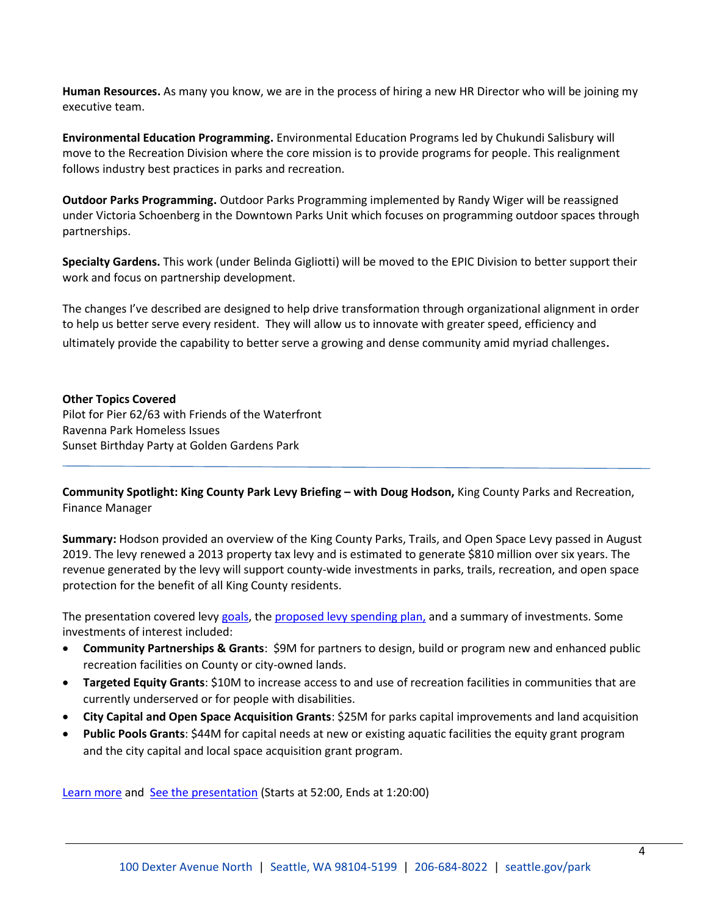**Human Resources.** As many you know, we are in the process of hiring a new HR Director who will be joining my executive team.

**Environmental Education Programming.** Environmental Education Programs led by Chukundi Salisbury will move to the Recreation Division where the core mission is to provide programs for people. This realignment follows industry best practices in parks and recreation.

**Outdoor Parks Programming.** Outdoor Parks Programming implemented by Randy Wiger will be reassigned under Victoria Schoenberg in the Downtown Parks Unit which focuses on programming outdoor spaces through partnerships.

**Specialty Gardens.** This work (under Belinda Gigliotti) will be moved to the EPIC Division to better support their work and focus on partnership development.

The changes I've described are designed to help drive transformation through organizational alignment in order to help us better serve every resident. They will allow us to innovate with greater speed, efficiency and ultimately provide the capability to better serve a growing and dense community amid myriad challenges.

**Other Topics Covered**
Pilot for Pier 62/63 with Friends of the Waterfront
Ravenna Park Homeless Issues
Sunset Birthday Party at Golden Gardens Park

---

**Community Spotlight: King County Park Levy Briefing – with Doug Hodson,** King County Parks and Recreation, Finance Manager

**Summary:** Hodson provided an overview of the King County Parks, Trails, and Open Space Levy passed in August 2019. The levy renewed a 2013 property tax levy and is estimated to generate $810 million over six years. The revenue generated by the levy will support county-wide investments in parks, trails, recreation, and open space protection for the benefit of all King County residents.

The presentation covered levy goals, the proposed levy spending plan, and a summary of investments. Some investments of interest included:

- **Community Partnerships & Grants**: $9M for partners to design, build or program new and enhanced public recreation facilities on County or city-owned lands.
- **Targeted Equity Grants**: $10M to increase access to and use of recreation facilities in communities that are currently underserved or for people with disabilities.
- **City Capital and Open Space Acquisition Grants**: $25M for parks capital improvements and land acquisition
- **Public Pools Grants**: $44M for capital needs at new or existing aquatic facilities the equity grant program and the city capital and local space acquisition grant program.

Learn more and See the presentation (Starts at 52:00, Ends at 1:20:00)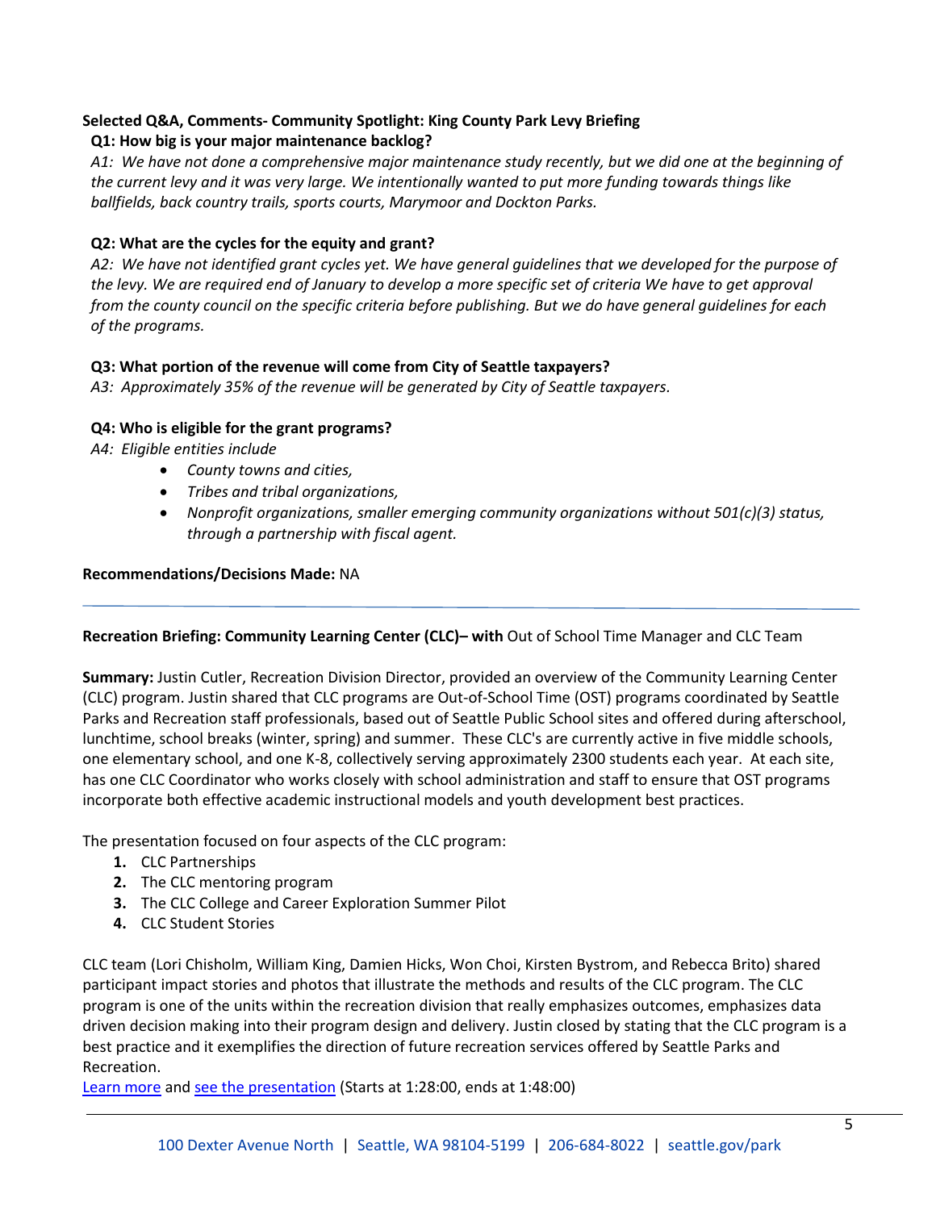**Selected Q&A, Comments- Community Spotlight: King County Park Levy Briefing**

**Q1: How big is your major maintenance backlog?**

*A1: We have not done a comprehensive major maintenance study recently, but we did one at the beginning of the current levy and it was very large. We intentionally wanted to put more funding towards things like ballfields, back country trails, sports courts, Marymoor and Dockton Parks.*

**Q2: What are the cycles for the equity and grant?**

*A2: We have not identified grant cycles yet. We have general guidelines that we developed for the purpose of the levy. We are required end of January to develop a more specific set of criteria We have to get approval from the county council on the specific criteria before publishing. But we do have general guidelines for each of the programs.*

**Q3: What portion of the revenue will come from City of Seattle taxpayers?**

*A3: Approximately 35% of the revenue will be generated by City of Seattle taxpayers.*

**Q4: Who is eligible for the grant programs?**

*A4: Eligible entities include*

- *County towns and cities,*
- *Tribes and tribal organizations,*
- *Nonprofit organizations, smaller emerging community organizations without 501(c)(3) status, through a partnership with fiscal agent.*

**Recommendations/Decisions Made:** NA

---

**Recreation Briefing: Community Learning Center (CLC)– with** Out of School Time Manager and CLC Team

**Summary:** Justin Cutler, Recreation Division Director, provided an overview of the Community Learning Center (CLC) program. Justin shared that CLC programs are Out-of-School Time (OST) programs coordinated by Seattle Parks and Recreation staff professionals, based out of Seattle Public School sites and offered during afterschool, lunchtime, school breaks (winter, spring) and summer. These CLC's are currently active in five middle schools, one elementary school, and one K-8, collectively serving approximately 2300 students each year. At each site, has one CLC Coordinator who works closely with school administration and staff to ensure that OST programs incorporate both effective academic instructional models and youth development best practices.

The presentation focused on four aspects of the CLC program:

1. CLC Partnerships
2. The CLC mentoring program
3. The CLC College and Career Exploration Summer Pilot
4. CLC Student Stories

CLC team (Lori Chisholm, William King, Damien Hicks, Won Choi, Kirsten Bystrom, and Rebecca Brito) shared participant impact stories and photos that illustrate the methods and results of the CLC program. The CLC program is one of the units within the recreation division that really emphasizes outcomes, emphasizes data driven decision making into their program design and delivery. Justin closed by stating that the CLC program is a best practice and it exemplifies the direction of future recreation services offered by Seattle Parks and Recreation.

Learn more and see the presentation (Starts at 1:28:00, ends at 1:48:00)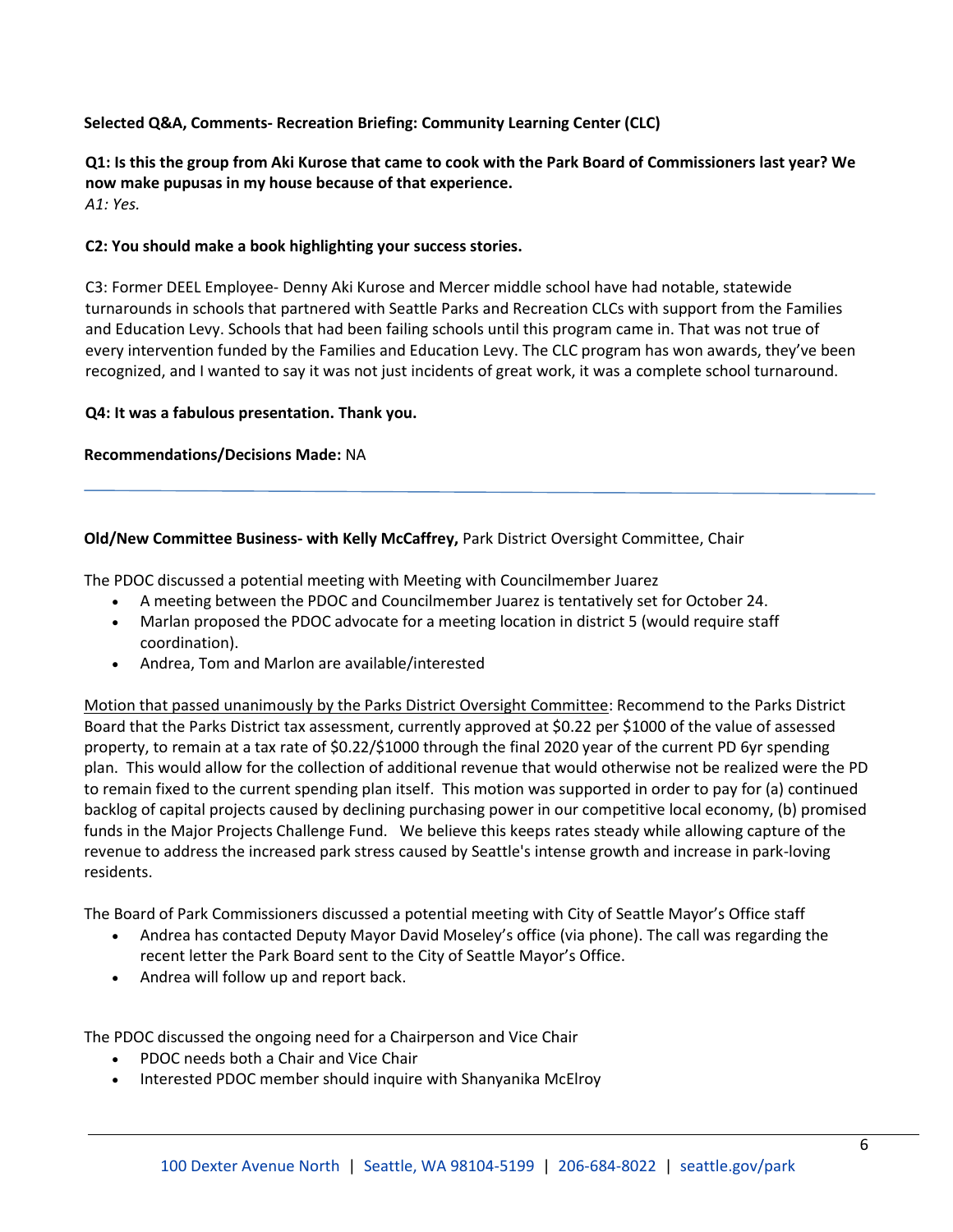**Selected Q&A, Comments- Recreation Briefing: Community Learning Center (CLC)**

**Q1: Is this the group from Aki Kurose that came to cook with the Park Board of Commissioners last year? We now make pupusas in my house because of that experience.**
*A1: Yes.*

**C2: You should make a book highlighting your success stories.**

C3: Former DEEL Employee- Denny Aki Kurose and Mercer middle school have had notable, statewide turnarounds in schools that partnered with Seattle Parks and Recreation CLCs with support from the Families and Education Levy. Schools that had been failing schools until this program came in. That was not true of every intervention funded by the Families and Education Levy. The CLC program has won awards, they've been recognized, and I wanted to say it was not just incidents of great work, it was a complete school turnaround.

**Q4: It was a fabulous presentation. Thank you.**

**Recommendations/Decisions Made:** NA

---

**Old/New Committee Business- with Kelly McCaffrey,** Park District Oversight Committee, Chair

The PDOC discussed a potential meeting with Meeting with Councilmember Juarez

- A meeting between the PDOC and Councilmember Juarez is tentatively set for October 24.
- Marlan proposed the PDOC advocate for a meeting location in district 5 (would require staff coordination).
- Andrea, Tom and Marlon are available/interested

<u>Motion that passed unanimously by the Parks District Oversight Committee</u>: Recommend to the Parks District Board that the Parks District tax assessment, currently approved at $0.22 per $1000 of the value of assessed property, to remain at a tax rate of $0.22/$1000 through the final 2020 year of the current PD 6yr spending plan. This would allow for the collection of additional revenue that would otherwise not be realized were the PD to remain fixed to the current spending plan itself. This motion was supported in order to pay for (a) continued backlog of capital projects caused by declining purchasing power in our competitive local economy, (b) promised funds in the Major Projects Challenge Fund. We believe this keeps rates steady while allowing capture of the revenue to address the increased park stress caused by Seattle's intense growth and increase in park-loving residents.

The Board of Park Commissioners discussed a potential meeting with City of Seattle Mayor's Office staff

- Andrea has contacted Deputy Mayor David Moseley's office (via phone). The call was regarding the recent letter the Park Board sent to the City of Seattle Mayor's Office.
- Andrea will follow up and report back.

The PDOC discussed the ongoing need for a Chairperson and Vice Chair

- PDOC needs both a Chair and Vice Chair
- Interested PDOC member should inquire with Shanyanika McElroy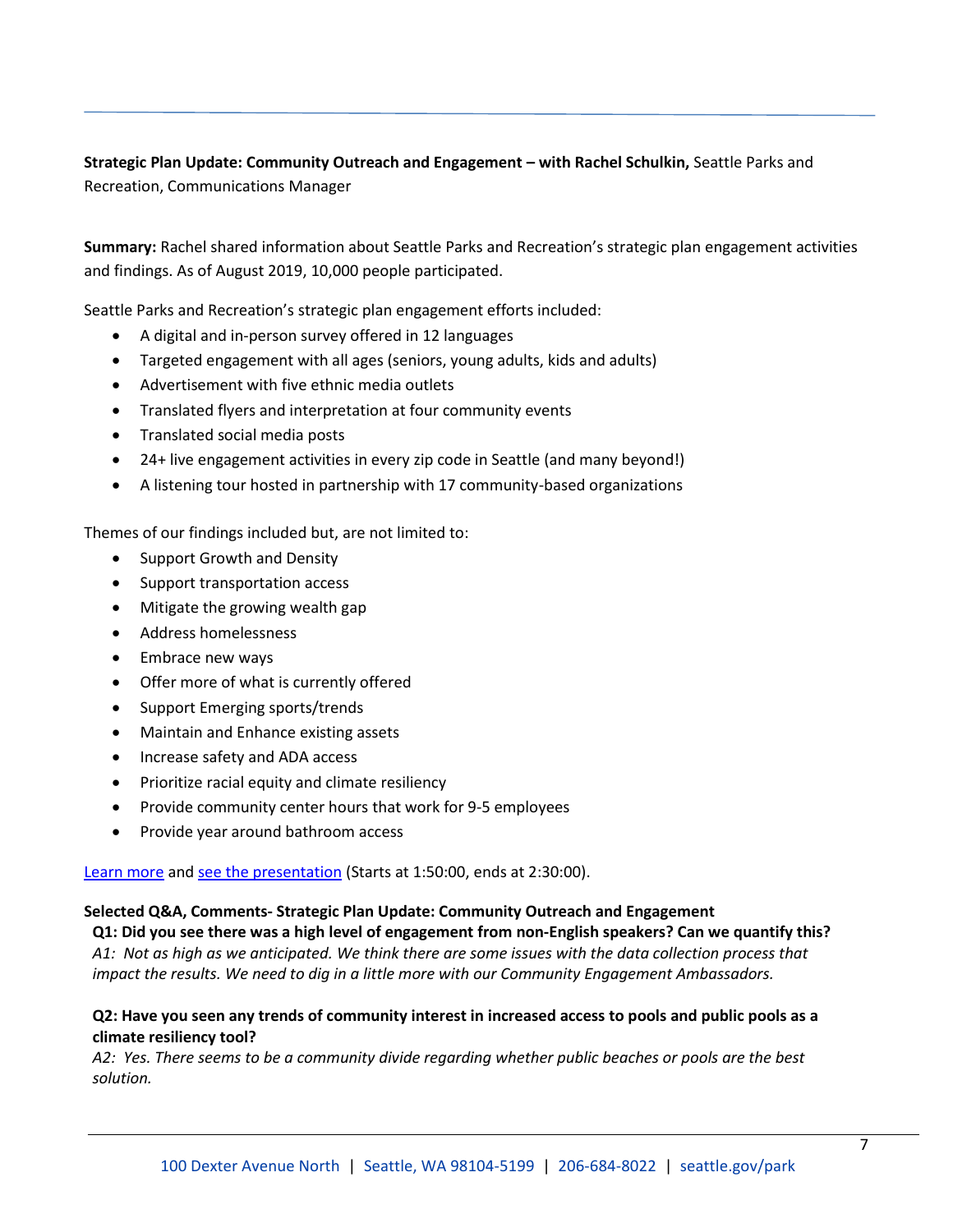**Strategic Plan Update: Community Outreach and Engagement – with Rachel Schulkin,** Seattle Parks and Recreation, Communications Manager

**Summary:** Rachel shared information about Seattle Parks and Recreation's strategic plan engagement activities and findings. As of August 2019, 10,000 people participated.

Seattle Parks and Recreation's strategic plan engagement efforts included:

- A digital and in-person survey offered in 12 languages
- Targeted engagement with all ages (seniors, young adults, kids and adults)
- Advertisement with five ethnic media outlets
- Translated flyers and interpretation at four community events
- Translated social media posts
- 24+ live engagement activities in every zip code in Seattle (and many beyond!)
- A listening tour hosted in partnership with 17 community-based organizations

Themes of our findings included but, are not limited to:

- Support Growth and Density
- Support transportation access
- Mitigate the growing wealth gap
- Address homelessness
- Embrace new ways
- Offer more of what is currently offered
- Support Emerging sports/trends
- Maintain and Enhance existing assets
- Increase safety and ADA access
- Prioritize racial equity and climate resiliency
- Provide community center hours that work for 9-5 employees
- Provide year around bathroom access

Learn more and see the presentation (Starts at 1:50:00, ends at 2:30:00).

**Selected Q&A, Comments- Strategic Plan Update: Community Outreach and Engagement**

**Q1: Did you see there was a high level of engagement from non-English speakers? Can we quantify this?**

*A1: Not as high as we anticipated. We think there are some issues with the data collection process that impact the results. We need to dig in a little more with our Community Engagement Ambassadors.*

**Q2: Have you seen any trends of community interest in increased access to pools and public pools as a climate resiliency tool?**

*A2: Yes. There seems to be a community divide regarding whether public beaches or pools are the best solution.*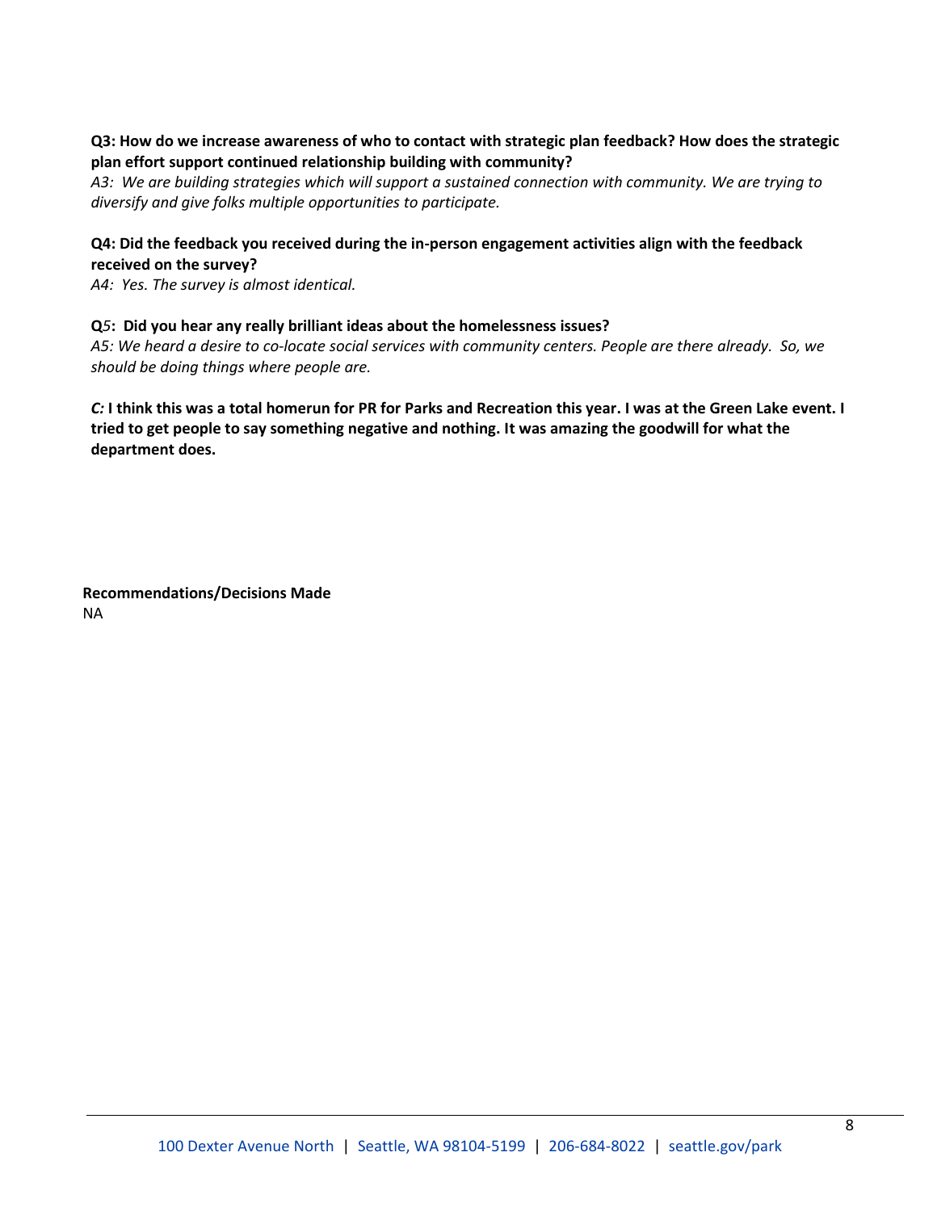**Q3: How do we increase awareness of who to contact with strategic plan feedback? How does the strategic plan effort support continued relationship building with community?**

*A3: We are building strategies which will support a sustained connection with community. We are trying to diversify and give folks multiple opportunities to participate.*

**Q4: Did the feedback you received during the in-person engagement activities align with the feedback received on the survey?**

*A4: Yes. The survey is almost identical.*

**Q*5*: Did you hear any really brilliant ideas about the homelessness issues?**

*A5: We heard a desire to co-locate social services with community centers. People are there already. So, we should be doing things where people are.*

***C:* I think this was a total homerun for PR for Parks and Recreation this year. I was at the Green Lake event. I tried to get people to say something negative and nothing. It was amazing the goodwill for what the department does.**

**Recommendations/Decisions Made**

NA

100 Dexter Avenue North | Seattle, WA 98104-5199 | 206-684-8022 | seattle.gov/park